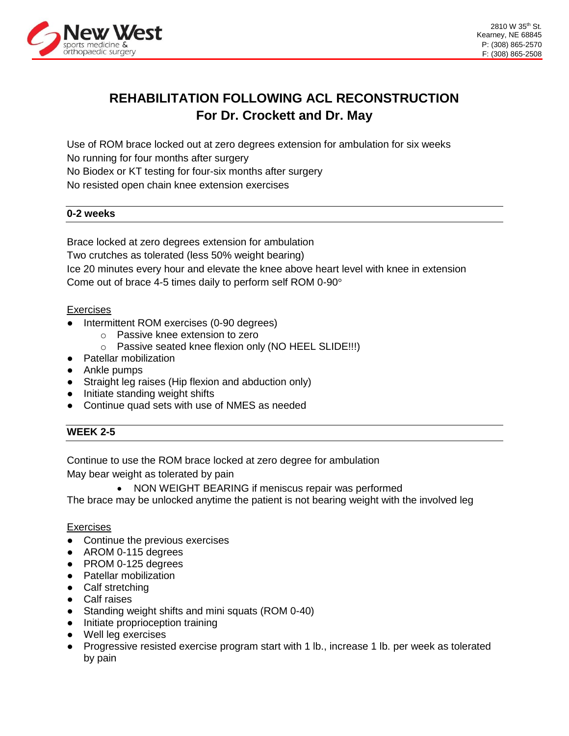New West sports medicine & orthopaedic surgery

2810 W 35th St.
Kearney, NE 68845
P: (308) 865-2570
F: (308) 865-2508

# REHABILITATION FOLLOWING ACL RECONSTRUCTION
## For Dr. Crockett and Dr. May

Use of ROM brace locked out at zero degrees extension for ambulation for six weeks
No running for four months after surgery
No Biodex or KT testing for four-six months after surgery
No resisted open chain knee extension exercises

### 0-2 weeks

Brace locked at zero degrees extension for ambulation
Two crutches as tolerated (less 50% weight bearing)
Ice 20 minutes every hour and elevate the knee above heart level with knee in extension
Come out of brace 4-5 times daily to perform self ROM 0-90°

<u>Exercises</u>

- Intermittent ROM exercises (0-90 degrees)
  - Passive knee extension to zero
  - Passive seated knee flexion only (NO HEEL SLIDE!!!)
- Patellar mobilization
- Ankle pumps
- Straight leg raises (Hip flexion and abduction only)
- Initiate standing weight shifts
- Continue quad sets with use of NMES as needed

### WEEK 2-5

Continue to use the ROM brace locked at zero degree for ambulation
May bear weight as tolerated by pain

- NON WEIGHT BEARING if meniscus repair was performed

The brace may be unlocked anytime the patient is not bearing weight with the involved leg

<u>Exercises</u>

- Continue the previous exercises
- AROM 0-115 degrees
- PROM 0-125 degrees
- Patellar mobilization
- Calf stretching
- Calf raises
- Standing weight shifts and mini squats (ROM 0-40)
- Initiate proprioception training
- Well leg exercises
- Progressive resisted exercise program start with 1 lb., increase 1 lb. per week as tolerated by pain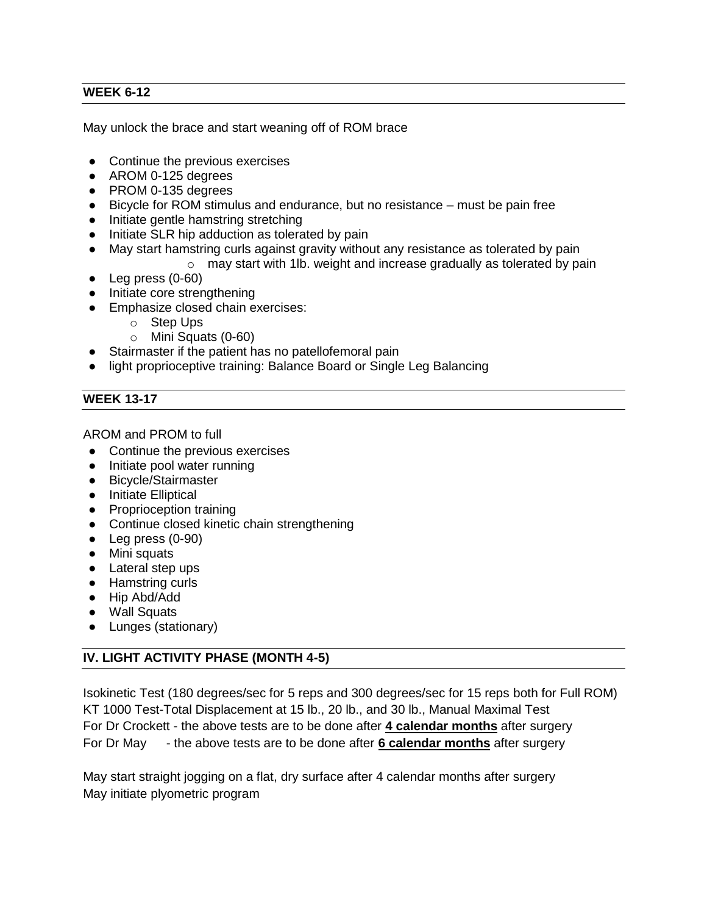## WEEK 6-12

May unlock the brace and start weaning off of ROM brace

- Continue the previous exercises
- AROM 0-125 degrees
- PROM 0-135 degrees
- Bicycle for ROM stimulus and endurance, but no resistance – must be pain free
- Initiate gentle hamstring stretching
- Initiate SLR hip adduction as tolerated by pain
- May start hamstring curls against gravity without any resistance as tolerated by pain
    - may start with 1lb. weight and increase gradually as tolerated by pain
- Leg press (0-60)
- Initiate core strengthening
- Emphasize closed chain exercises:
    - Step Ups
    - Mini Squats (0-60)
- Stairmaster if the patient has no patellofemoral pain
- light proprioceptive training: Balance Board or Single Leg Balancing

## WEEK 13-17

AROM and PROM to full

- Continue the previous exercises
- Initiate pool water running
- Bicycle/Stairmaster
- Initiate Elliptical
- Proprioception training
- Continue closed kinetic chain strengthening
- Leg press (0-90)
- Mini squats
- Lateral step ups
- Hamstring curls
- Hip Abd/Add
- Wall Squats
- Lunges (stationary)

## IV. LIGHT ACTIVITY PHASE (MONTH 4-5)

Isokinetic Test (180 degrees/sec for 5 reps and 300 degrees/sec for 15 reps both for Full ROM)
KT 1000 Test-Total Displacement at 15 lb., 20 lb., and 30 lb., Manual Maximal Test
For Dr Crockett - the above tests are to be done after **<u>4 calendar months</u>** after surgery
For Dr May - the above tests are to be done after **<u>6 calendar months</u>** after surgery

May start straight jogging on a flat, dry surface after 4 calendar months after surgery
May initiate plyometric program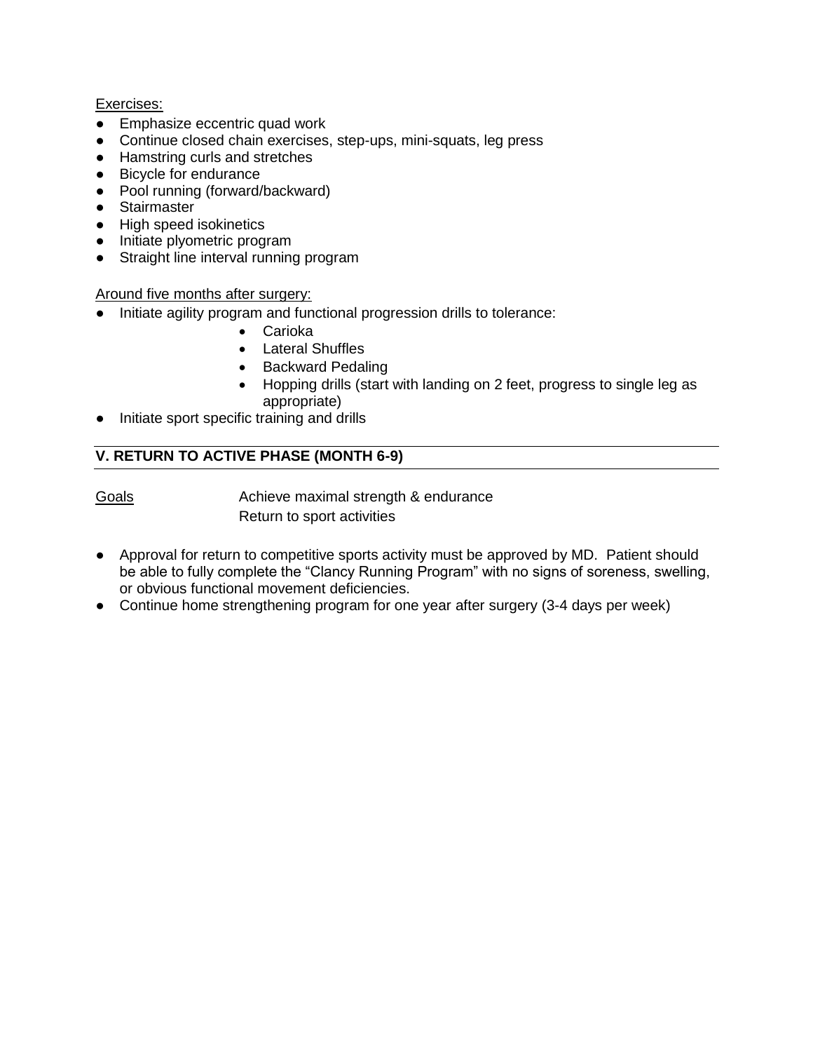Exercises:

- Emphasize eccentric quad work
- Continue closed chain exercises, step-ups, mini-squats, leg press
- Hamstring curls and stretches
- Bicycle for endurance
- Pool running (forward/backward)
- Stairmaster
- High speed isokinetics
- Initiate plyometric program
- Straight line interval running program

Around five months after surgery:

- Initiate agility program and functional progression drills to tolerance:
    - Carioka
    - Lateral Shuffles
    - Backward Pedaling
    - Hopping drills (start with landing on 2 feet, progress to single leg as appropriate)
- Initiate sport specific training and drills

## V. RETURN TO ACTIVE PHASE (MONTH 6-9)

Goals: Achieve maximal strength & endurance
Return to sport activities

- Approval for return to competitive sports activity must be approved by MD. Patient should be able to fully complete the "Clancy Running Program" with no signs of soreness, swelling, or obvious functional movement deficiencies.
- Continue home strengthening program for one year after surgery (3-4 days per week)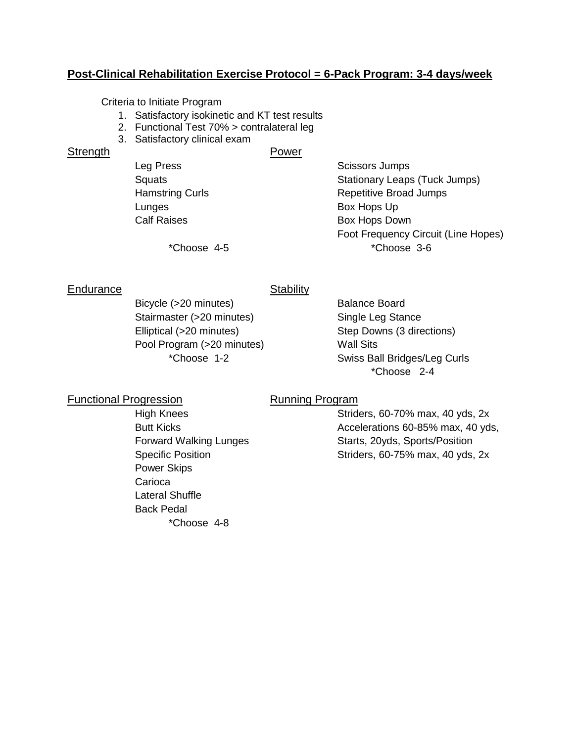## **Post-Clinical Rehabilitation Exercise Protocol = 6-Pack Program: 3-4 days/week**

Criteria to Initiate Program

1. Satisfactory isokinetic and KT test results
2. Functional Test 70% > contralateral leg
3. Satisfactory clinical exam

### Strength

- Leg Press
- Squats
- Hamstring Curls
- Lunges
- Calf Raises

*Choose 4-5

### Power

- Scissors Jumps
- Stationary Leaps (Tuck Jumps)
- Repetitive Broad Jumps
- Box Hops Up
- Box Hops Down
- Foot Frequency Circuit (Line Hopes)

*Choose 3-6

### Endurance

- Bicycle (>20 minutes)
- Stairmaster (>20 minutes)
- Elliptical (>20 minutes)
- Pool Program (>20 minutes)

*Choose 1-2

### Stability

- Balance Board
- Single Leg Stance
- Step Downs (3 directions)
- Wall Sits
- Swiss Ball Bridges/Leg Curls

*Choose 2-4

### Functional Progression

- High Knees
- Butt Kicks
- Forward Walking Lunges
- Specific Position
- Power Skips
- Carioca
- Lateral Shuffle
- Back Pedal

*Choose 4-8

### Running Program

- Striders, 60-70% max, 40 yds, 2x
- Accelerations 60-85% max, 40 yds,
- Starts, 20yds, Sports/Position
- Striders, 60-75% max, 40 yds, 2x